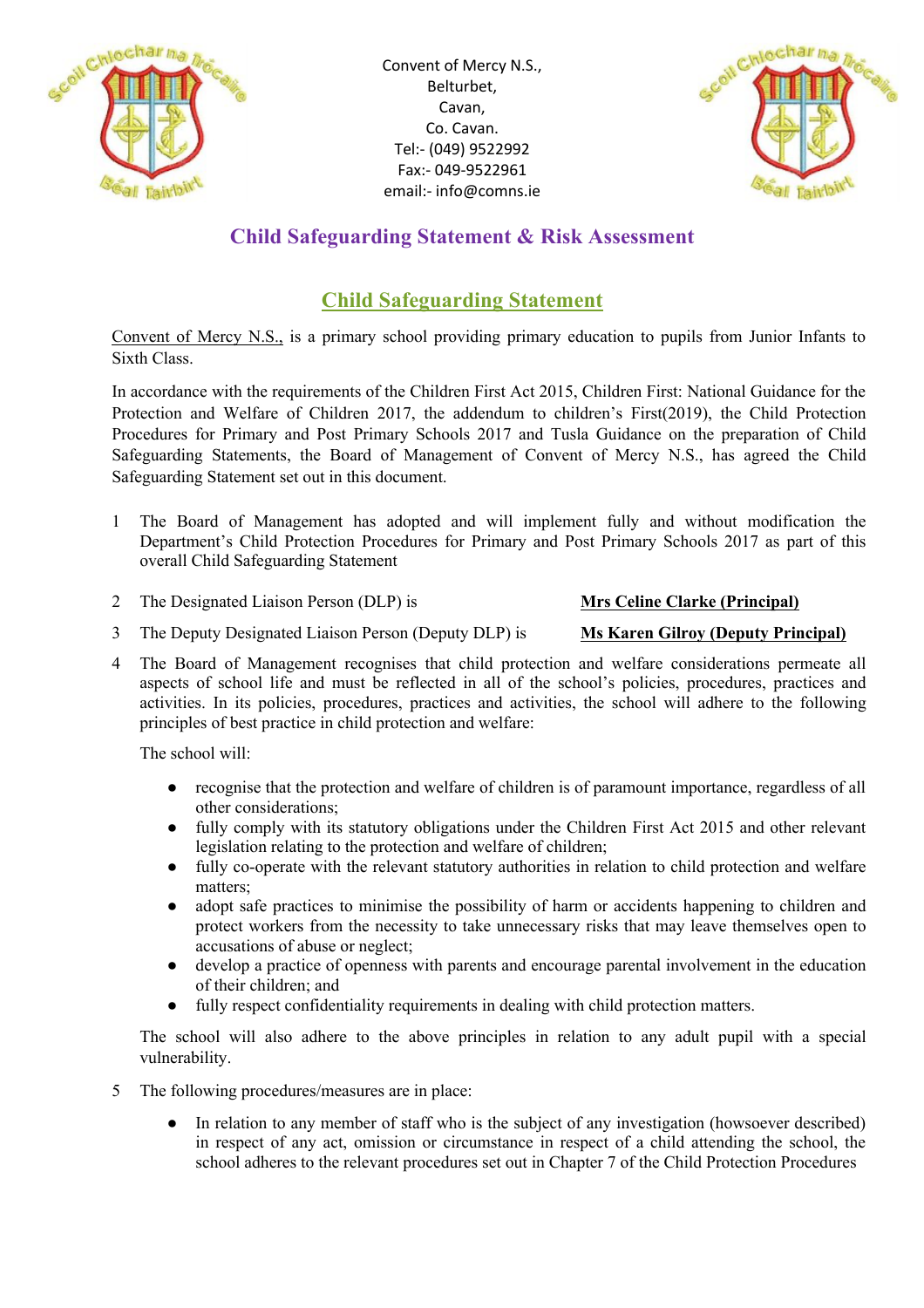Convent of Mercy N.S.,
Belturbet,
Cavan,
Co. Cavan.
Tel:- (049) 9522992
Fax:- 049-9522961
email:- info@comns.ie

# Child Safeguarding Statement & Risk Assessment

## Child Safeguarding Statement

Convent of Mercy N.S., is a primary school providing primary education to pupils from Junior Infants to Sixth Class.

In accordance with the requirements of the Children First Act 2015, Children First: National Guidance for the Protection and Welfare of Children 2017, the addendum to children's First(2019), the Child Protection Procedures for Primary and Post Primary Schools 2017 and Tusla Guidance on the preparation of Child Safeguarding Statements, the Board of Management of Convent of Mercy N.S., has agreed the Child Safeguarding Statement set out in this document.

1 The Board of Management has adopted and will implement fully and without modification the Department's Child Protection Procedures for Primary and Post Primary Schools 2017 as part of this overall Child Safeguarding Statement

2 The Designated Liaison Person (DLP) is **Mrs Celine Clarke (Principal)**

3 The Deputy Designated Liaison Person (Deputy DLP) is **Ms Karen Gilroy (Deputy Principal)**

4 The Board of Management recognises that child protection and welfare considerations permeate all aspects of school life and must be reflected in all of the school's policies, procedures, practices and activities. In its policies, procedures, practices and activities, the school will adhere to the following principles of best practice in child protection and welfare:

The school will:

- recognise that the protection and welfare of children is of paramount importance, regardless of all other considerations;
- fully comply with its statutory obligations under the Children First Act 2015 and other relevant legislation relating to the protection and welfare of children;
- fully co-operate with the relevant statutory authorities in relation to child protection and welfare matters;
- adopt safe practices to minimise the possibility of harm or accidents happening to children and protect workers from the necessity to take unnecessary risks that may leave themselves open to accusations of abuse or neglect;
- develop a practice of openness with parents and encourage parental involvement in the education of their children; and
- fully respect confidentiality requirements in dealing with child protection matters.

The school will also adhere to the above principles in relation to any adult pupil with a special vulnerability.

5 The following procedures/measures are in place:

- In relation to any member of staff who is the subject of any investigation (howsoever described) in respect of any act, omission or circumstance in respect of a child attending the school, the school adheres to the relevant procedures set out in Chapter 7 of the Child Protection Procedures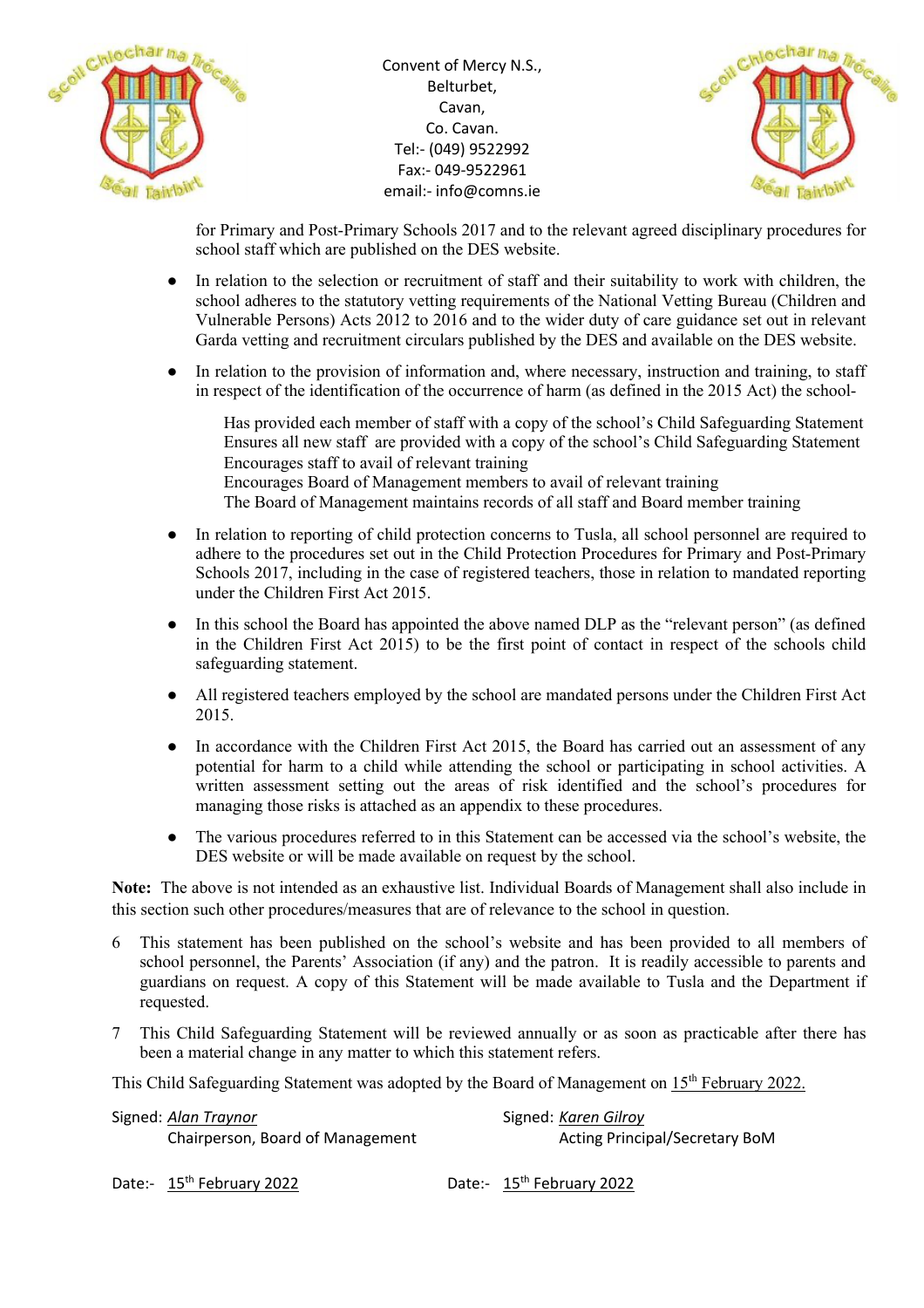for Primary and Post-Primary Schools 2017 and to the relevant agreed disciplinary procedures for school staff which are published on the DES website.

- In relation to the selection or recruitment of staff and their suitability to work with children, the school adheres to the statutory vetting requirements of the National Vetting Bureau (Children and Vulnerable Persons) Acts 2012 to 2016 and to the wider duty of care guidance set out in relevant Garda vetting and recruitment circulars published by the DES and available on the DES website.

- In relation to the provision of information and, where necessary, instruction and training, to staff in respect of the identification of the occurrence of harm (as defined in the 2015 Act) the school-

  Has provided each member of staff with a copy of the school's Child Safeguarding Statement
  Ensures all new staff are provided with a copy of the school's Child Safeguarding Statement
  Encourages staff to avail of relevant training
  Encourages Board of Management members to avail of relevant training
  The Board of Management maintains records of all staff and Board member training

- In relation to reporting of child protection concerns to Tusla, all school personnel are required to adhere to the procedures set out in the Child Protection Procedures for Primary and Post-Primary Schools 2017, including in the case of registered teachers, those in relation to mandated reporting under the Children First Act 2015.

- In this school the Board has appointed the above named DLP as the "relevant person" (as defined in the Children First Act 2015) to be the first point of contact in respect of the schools child safeguarding statement.

- All registered teachers employed by the school are mandated persons under the Children First Act 2015.

- In accordance with the Children First Act 2015, the Board has carried out an assessment of any potential for harm to a child while attending the school or participating in school activities. A written assessment setting out the areas of risk identified and the school's procedures for managing those risks is attached as an appendix to these procedures.

- The various procedures referred to in this Statement can be accessed via the school's website, the DES website or will be made available on request by the school.

**Note:** The above is not intended as an exhaustive list. Individual Boards of Management shall also include in this section such other procedures/measures that are of relevance to the school in question.

6 This statement has been published on the school's website and has been provided to all members of school personnel, the Parents' Association (if any) and the patron. It is readily accessible to parents and guardians on request. A copy of this Statement will be made available to Tusla and the Department if requested.

7 This Child Safeguarding Statement will be reviewed annually or as soon as practicable after there has been a material change in any matter to which this statement refers.

This Child Safeguarding Statement was adopted by the Board of Management on 15th February 2022.

Signed: *Alan Traynor*
Chairperson, Board of Management

Signed: *Karen Gilroy*
Acting Principal/Secretary BoM

Date:- 15th February 2022

Date:- 15th February 2022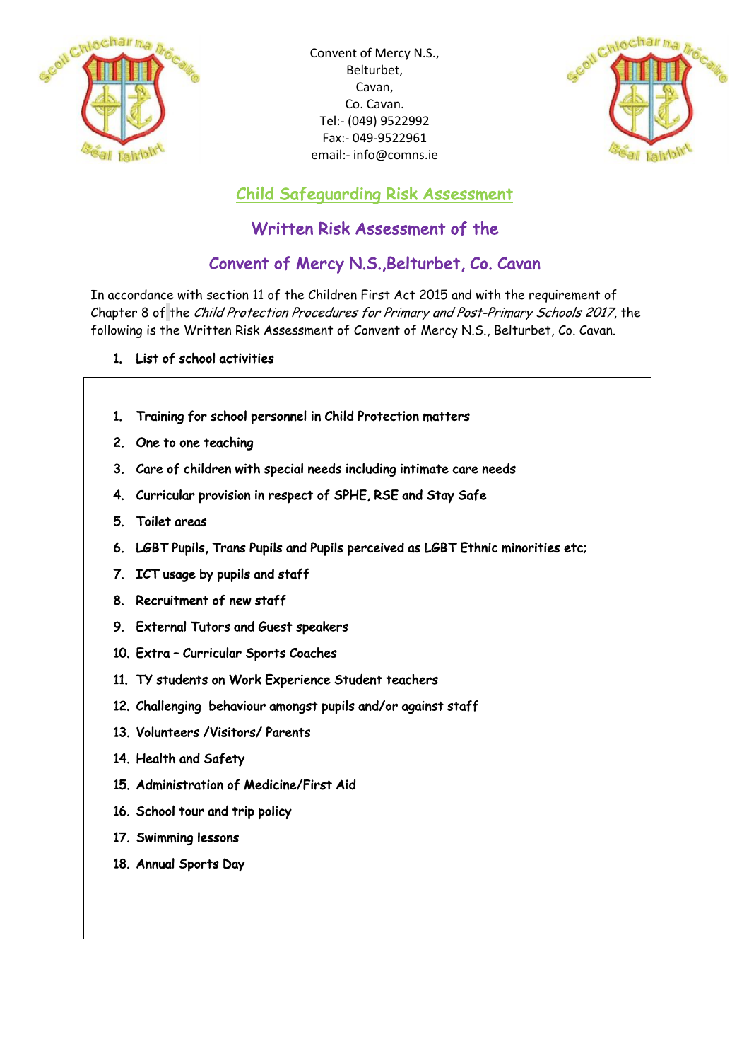Convent of Mercy N.S.,
Belturbet,
Cavan,
Co. Cavan.
Tel:- (049) 9522992
Fax:- 049-9522961
email:- info@comns.ie

# Child Safeguarding Risk Assessment

## Written Risk Assessment of the

## Convent of Mercy N.S.,Belturbet, Co. Cavan

In accordance with section 11 of the Children First Act 2015 and with the requirement of Chapter 8 of the *Child Protection Procedures for Primary and Post-Primary Schools 2017*, the following is the Written Risk Assessment of Convent of Mercy N.S., Belturbet, Co. Cavan.

1. **List of school activities**

1. Training for school personnel in Child Protection matters
2. One to one teaching
3. Care of children with special needs including intimate care needs
4. Curricular provision in respect of SPHE, RSE and Stay Safe
5. Toilet areas
6. LGBT Pupils, Trans Pupils and Pupils perceived as LGBT Ethnic minorities etc;
7. ICT usage by pupils and staff
8. Recruitment of new staff
9. External Tutors and Guest speakers
10. Extra – Curricular Sports Coaches
11. TY students on Work Experience Student teachers
12. Challenging behaviour amongst pupils and/or against staff
13. Volunteers /Visitors/ Parents
14. Health and Safety
15. Administration of Medicine/First Aid
16. School tour and trip policy
17. Swimming lessons
18. Annual Sports Day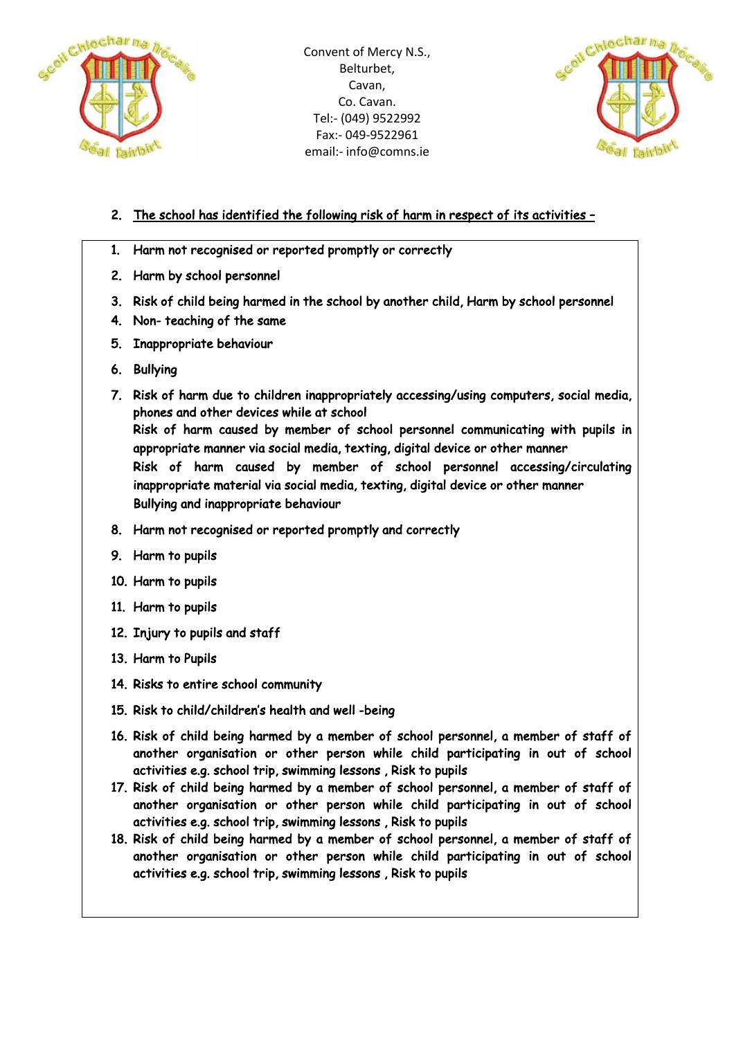Convent of Mercy N.S.,
Belturbet,
Cavan,
Co. Cavan.
Tel:- (049) 9522992
Fax:- 049-9522961
email:- info@comns.ie

2. <u>The school has identified the following risk of harm in respect of its activities –</u>

1. Harm not recognised or reported promptly or correctly
2. Harm by school personnel
3. Risk of child being harmed in the school by another child, Harm by school personnel
4. Non- teaching of the same
5. Inappropriate behaviour
6. Bullying
7. Risk of harm due to children inappropriately accessing/using computers, social media, phones and other devices while at school
   Risk of harm caused by member of school personnel communicating with pupils in appropriate manner via social media, texting, digital device or other manner
   Risk of harm caused by member of school personnel accessing/circulating inappropriate material via social media, texting, digital device or other manner
   Bullying and inappropriate behaviour
8. Harm not recognised or reported promptly and correctly
9. Harm to pupils
10. Harm to pupils
11. Harm to pupils
12. Injury to pupils and staff
13. Harm to Pupils
14. Risks to entire school community
15. Risk to child/children's health and well -being
16. Risk of child being harmed by a member of school personnel, a member of staff of another organisation or other person while child participating in out of school activities e.g. school trip, swimming lessons , Risk to pupils
17. Risk of child being harmed by a member of school personnel, a member of staff of another organisation or other person while child participating in out of school activities e.g. school trip, swimming lessons , Risk to pupils
18. Risk of child being harmed by a member of school personnel, a member of staff of another organisation or other person while child participating in out of school activities e.g. school trip, swimming lessons , Risk to pupils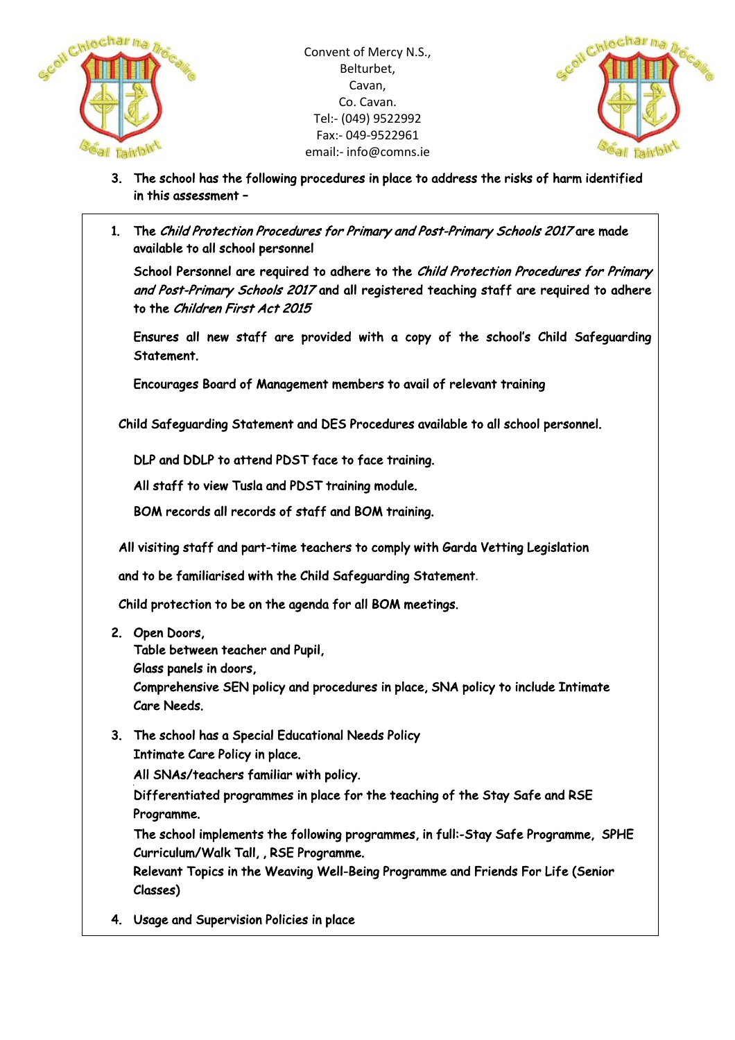3. **The school has the following procedures in place to address the risks of harm identified in this assessment –**

1. The *Child Protection Procedures for Primary and Post-Primary Schools 2017* are made available to all school personnel

   School Personnel are required to adhere to the *Child Protection Procedures for Primary and Post-Primary Schools 2017* and all registered teaching staff are required to adhere to the *Children First Act 2015*

   Ensures all new staff are provided with a copy of the school's Child Safeguarding Statement.

   Encourages Board of Management members to avail of relevant training

   Child Safeguarding Statement and DES Procedures available to all school personnel.

   DLP and DDLP to attend PDST face to face training.

   All staff to view Tusla and PDST training module.

   BOM records all records of staff and BOM training.

   All visiting staff and part-time teachers to comply with Garda Vetting Legislation

   and to be familiarised with the Child Safeguarding Statement.

   Child protection to be on the agenda for all BOM meetings.

2. Open Doors,
   Table between teacher and Pupil,
   Glass panels in doors,
   Comprehensive SEN policy and procedures in place, SNA policy to include Intimate Care Needs.

3. The school has a Special Educational Needs Policy
   Intimate Care Policy in place.
   All SNAs/teachers familiar with policy.
   Differentiated programmes in place for the teaching of the Stay Safe and RSE Programme.
   The school implements the following programmes, in full:-Stay Safe Programme, SPHE Curriculum/Walk Tall, , RSE Programme.
   Relevant Topics in the Weaving Well-Being Programme and Friends For Life (Senior Classes)

4. Usage and Supervision Policies in place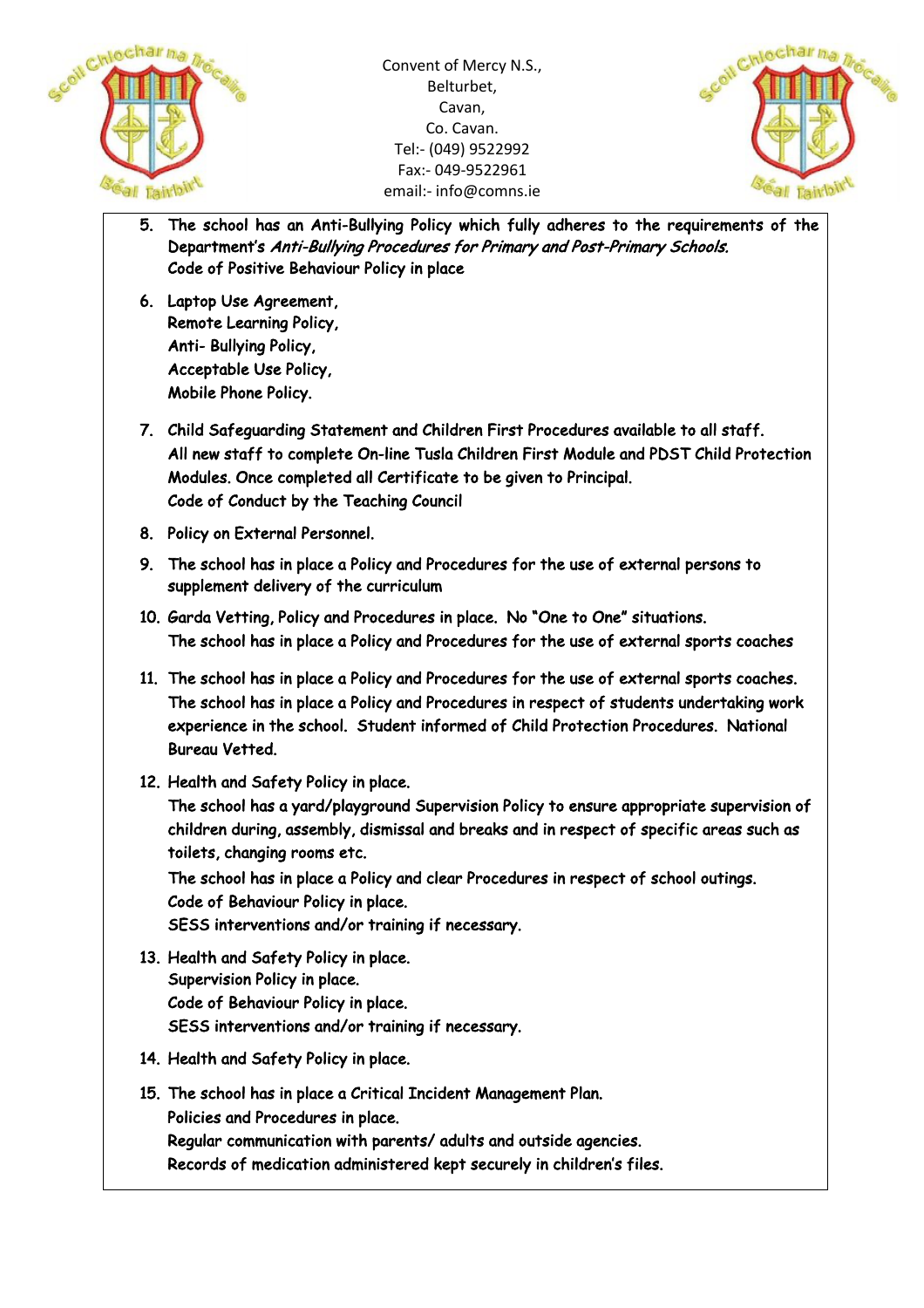5. The school has an Anti-Bullying Policy which fully adheres to the requirements of the Department's *Anti-Bullying Procedures for Primary and Post-Primary Schools.*
   Code of Positive Behaviour Policy in place

6. Laptop Use Agreement,
   Remote Learning Policy,
   Anti- Bullying Policy,
   Acceptable Use Policy,
   Mobile Phone Policy.

7. Child Safeguarding Statement and Children First Procedures available to all staff.
   All new staff to complete On-line Tusla Children First Module and PDST Child Protection Modules. Once completed all Certificate to be given to Principal.
   Code of Conduct by the Teaching Council

8. Policy on External Personnel.

9. The school has in place a Policy and Procedures for the use of external persons to supplement delivery of the curriculum

10. Garda Vetting, Policy and Procedures in place. No "One to One" situations.
    The school has in place a Policy and Procedures for the use of external sports coaches

11. The school has in place a Policy and Procedures for the use of external sports coaches.
    The school has in place a Policy and Procedures in respect of students undertaking work experience in the school. Student informed of Child Protection Procedures. National Bureau Vetted.

12. Health and Safety Policy in place.
    The school has a yard/playground Supervision Policy to ensure appropriate supervision of children during, assembly, dismissal and breaks and in respect of specific areas such as toilets, changing rooms etc.
    The school has in place a Policy and clear Procedures in respect of school outings.
    Code of Behaviour Policy in place.
    SESS interventions and/or training if necessary.

13. Health and Safety Policy in place.
    Supervision Policy in place.
    Code of Behaviour Policy in place.
    SESS interventions and/or training if necessary.

14. Health and Safety Policy in place.

15. The school has in place a Critical Incident Management Plan.
    Policies and Procedures in place.
    Regular communication with parents/ adults and outside agencies.
    Records of medication administered kept securely in children's files.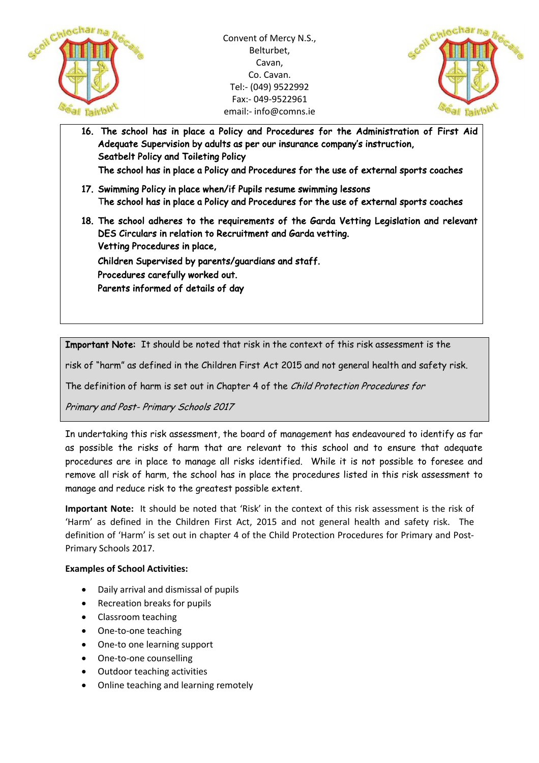16. The school has in place a Policy and Procedures for the Administration of First Aid
    Adequate Supervision by adults as per our insurance company's instruction,
    Seatbelt Policy and Toileting Policy
    The school has in place a Policy and Procedures for the use of external sports coaches

17. Swimming Policy in place when/if Pupils resume swimming lessons
    The school has in place a Policy and Procedures for the use of external sports coaches

18. The school adheres to the requirements of the Garda Vetting Legislation and relevant DES Circulars in relation to Recruitment and Garda vetting.
    Vetting Procedures in place,
    Children Supervised by parents/guardians and staff.
    Procedures carefully worked out.
    Parents informed of details of day

**Important Note:** It should be noted that risk in the context of this risk assessment is the risk of "harm" as defined in the Children First Act 2015 and not general health and safety risk. The definition of harm is set out in Chapter 4 of the *Child Protection Procedures for Primary and Post- Primary Schools 2017*

In undertaking this risk assessment, the board of management has endeavoured to identify as far as possible the risks of harm that are relevant to this school and to ensure that adequate procedures are in place to manage all risks identified. While it is not possible to foresee and remove all risk of harm, the school has in place the procedures listed in this risk assessment to manage and reduce risk to the greatest possible extent.

**Important Note:** It should be noted that 'Risk' in the context of this risk assessment is the risk of 'Harm' as defined in the Children First Act, 2015 and not general health and safety risk. The definition of 'Harm' is set out in chapter 4 of the Child Protection Procedures for Primary and Post-Primary Schools 2017.

**Examples of School Activities:**

- Daily arrival and dismissal of pupils
- Recreation breaks for pupils
- Classroom teaching
- One-to-one teaching
- One-to one learning support
- One-to-one counselling
- Outdoor teaching activities
- Online teaching and learning remotely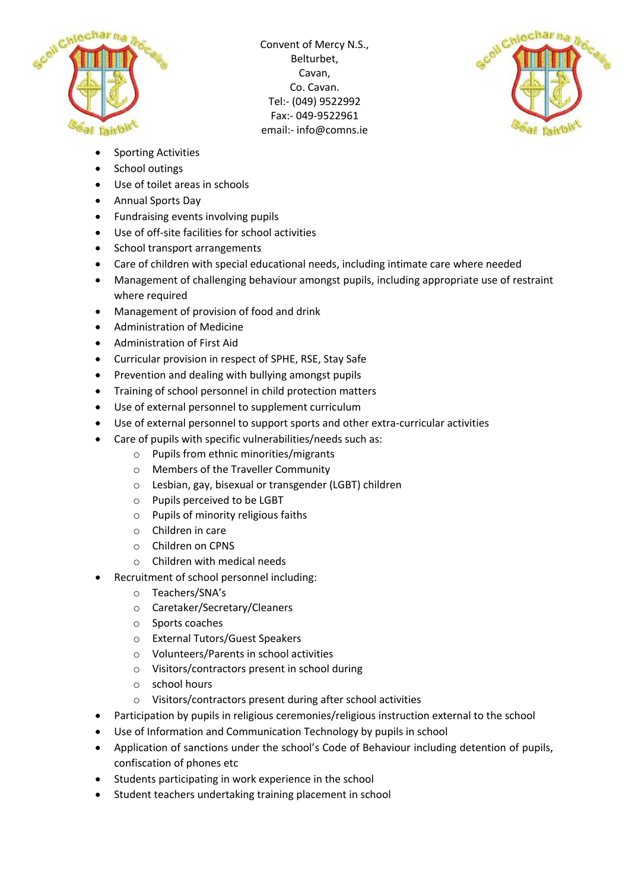- Sporting Activities
- School outings
- Use of toilet areas in schools
- Annual Sports Day
- Fundraising events involving pupils
- Use of off-site facilities for school activities
- School transport arrangements
- Care of children with special educational needs, including intimate care where needed
- Management of challenging behaviour amongst pupils, including appropriate use of restraint where required
- Management of provision of food and drink
- Administration of Medicine
- Administration of First Aid
- Curricular provision in respect of SPHE, RSE, Stay Safe
- Prevention and dealing with bullying amongst pupils
- Training of school personnel in child protection matters
- Use of external personnel to supplement curriculum
- Use of external personnel to support sports and other extra-curricular activities
- Care of pupils with specific vulnerabilities/needs such as:
    - Pupils from ethnic minorities/migrants
    - Members of the Traveller Community
    - Lesbian, gay, bisexual or transgender (LGBT) children
    - Pupils perceived to be LGBT
    - Pupils of minority religious faiths
    - Children in care
    - Children on CPNS
    - Children with medical needs
- Recruitment of school personnel including:
    - Teachers/SNA's
    - Caretaker/Secretary/Cleaners
    - Sports coaches
    - External Tutors/Guest Speakers
    - Volunteers/Parents in school activities
    - Visitors/contractors present in school during
    - school hours
    - Visitors/contractors present during after school activities
- Participation by pupils in religious ceremonies/religious instruction external to the school
- Use of Information and Communication Technology by pupils in school
- Application of sanctions under the school's Code of Behaviour including detention of pupils, confiscation of phones etc
- Students participating in work experience in the school
- Student teachers undertaking training placement in school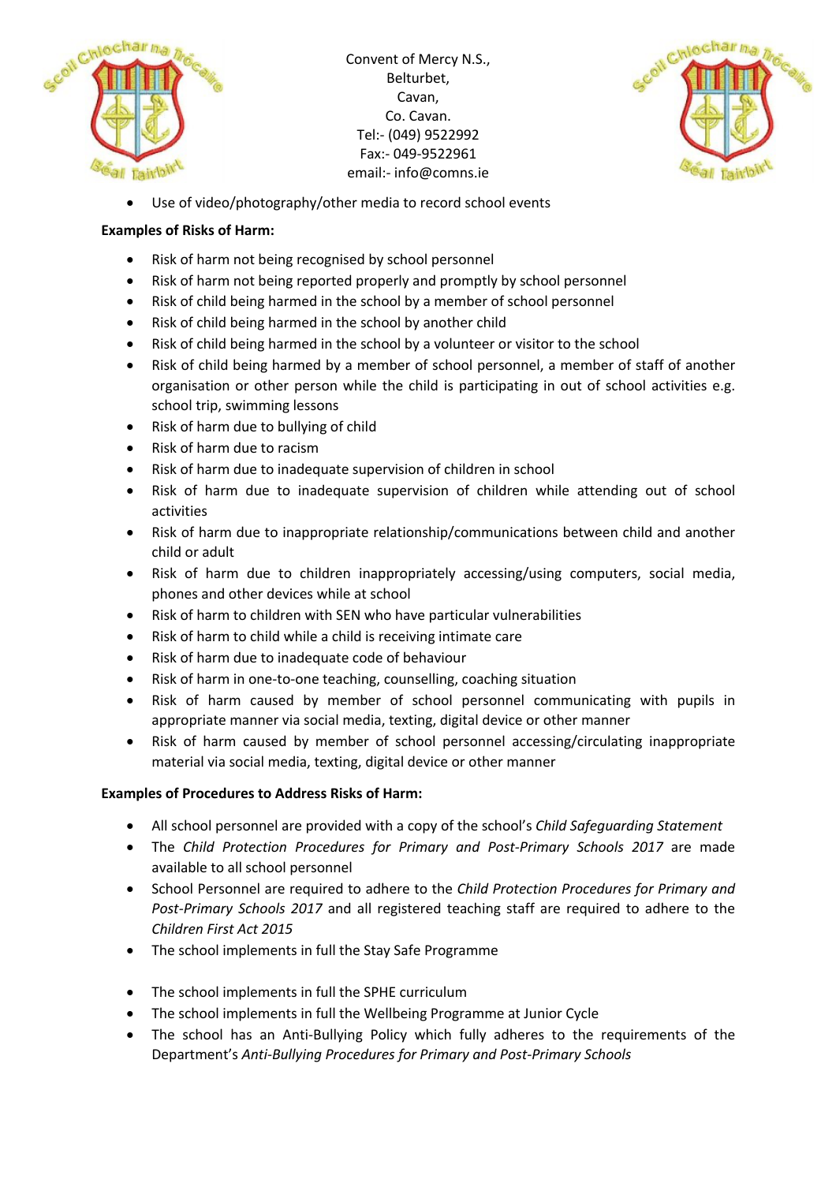- Use of video/photography/other media to record school events

**Examples of Risks of Harm:**

- Risk of harm not being recognised by school personnel
- Risk of harm not being reported properly and promptly by school personnel
- Risk of child being harmed in the school by a member of school personnel
- Risk of child being harmed in the school by another child
- Risk of child being harmed in the school by a volunteer or visitor to the school
- Risk of child being harmed by a member of school personnel, a member of staff of another organisation or other person while the child is participating in out of school activities e.g. school trip, swimming lessons
- Risk of harm due to bullying of child
- Risk of harm due to racism
- Risk of harm due to inadequate supervision of children in school
- Risk of harm due to inadequate supervision of children while attending out of school activities
- Risk of harm due to inappropriate relationship/communications between child and another child or adult
- Risk of harm due to children inappropriately accessing/using computers, social media, phones and other devices while at school
- Risk of harm to children with SEN who have particular vulnerabilities
- Risk of harm to child while a child is receiving intimate care
- Risk of harm due to inadequate code of behaviour
- Risk of harm in one-to-one teaching, counselling, coaching situation
- Risk of harm caused by member of school personnel communicating with pupils in appropriate manner via social media, texting, digital device or other manner
- Risk of harm caused by member of school personnel accessing/circulating inappropriate material via social media, texting, digital device or other manner

**Examples of Procedures to Address Risks of Harm:**

- All school personnel are provided with a copy of the school's *Child Safeguarding Statement*
- The *Child Protection Procedures for Primary and Post-Primary Schools 2017* are made available to all school personnel
- School Personnel are required to adhere to the *Child Protection Procedures for Primary and Post-Primary Schools 2017* and all registered teaching staff are required to adhere to the *Children First Act 2015*
- The school implements in full the Stay Safe Programme
- The school implements in full the SPHE curriculum
- The school implements in full the Wellbeing Programme at Junior Cycle
- The school has an Anti-Bullying Policy which fully adheres to the requirements of the Department's *Anti-Bullying Procedures for Primary and Post-Primary Schools*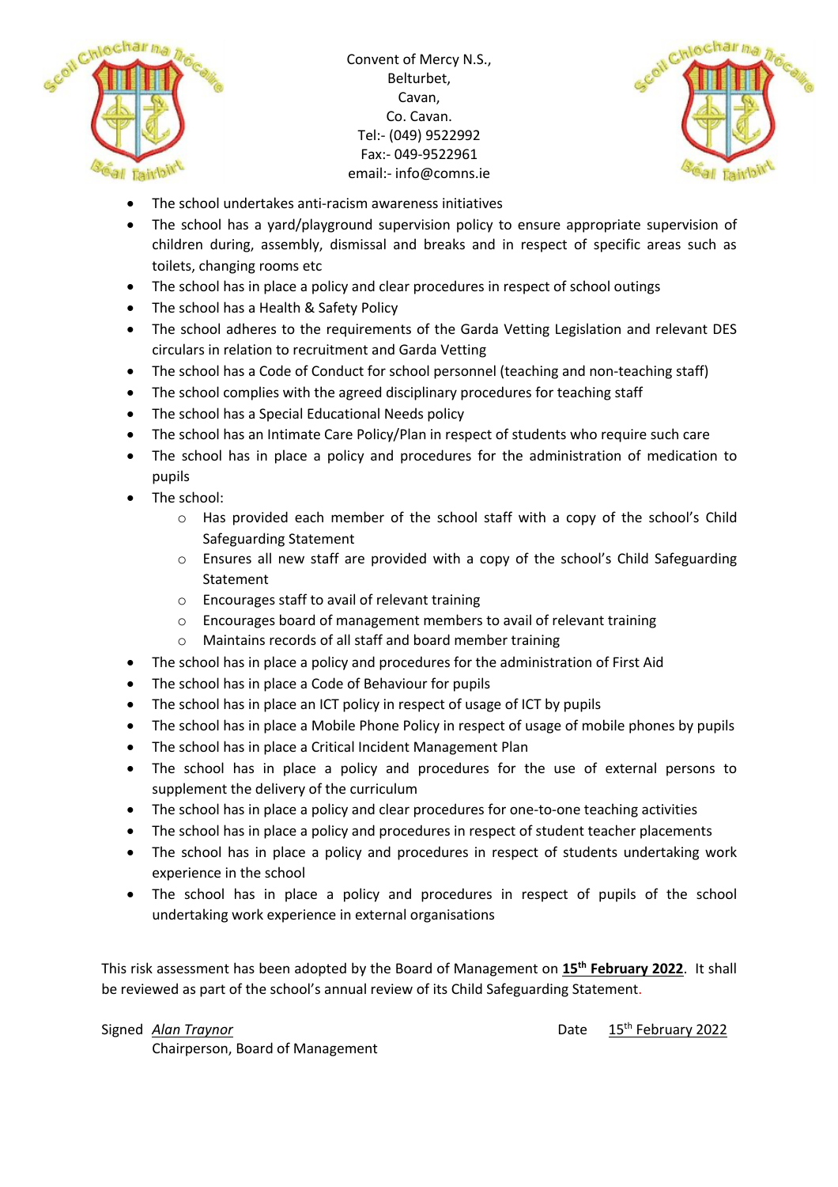- The school undertakes anti-racism awareness initiatives
- The school has a yard/playground supervision policy to ensure appropriate supervision of children during, assembly, dismissal and breaks and in respect of specific areas such as toilets, changing rooms etc
- The school has in place a policy and clear procedures in respect of school outings
- The school has a Health & Safety Policy
- The school adheres to the requirements of the Garda Vetting Legislation and relevant DES circulars in relation to recruitment and Garda Vetting
- The school has a Code of Conduct for school personnel (teaching and non-teaching staff)
- The school complies with the agreed disciplinary procedures for teaching staff
- The school has a Special Educational Needs policy
- The school has an Intimate Care Policy/Plan in respect of students who require such care
- The school has in place a policy and procedures for the administration of medication to pupils
- The school:
  - Has provided each member of the school staff with a copy of the school's Child Safeguarding Statement
  - Ensures all new staff are provided with a copy of the school's Child Safeguarding Statement
  - Encourages staff to avail of relevant training
  - Encourages board of management members to avail of relevant training
  - Maintains records of all staff and board member training
- The school has in place a policy and procedures for the administration of First Aid
- The school has in place a Code of Behaviour for pupils
- The school has in place an ICT policy in respect of usage of ICT by pupils
- The school has in place a Mobile Phone Policy in respect of usage of mobile phones by pupils
- The school has in place a Critical Incident Management Plan
- The school has in place a policy and procedures for the use of external persons to supplement the delivery of the curriculum
- The school has in place a policy and clear procedures for one-to-one teaching activities
- The school has in place a policy and procedures in respect of student teacher placements
- The school has in place a policy and procedures in respect of students undertaking work experience in the school
- The school has in place a policy and procedures in respect of pupils of the school undertaking work experience in external organisations

This risk assessment has been adopted by the Board of Management on **15th February 2022**. It shall be reviewed as part of the school's annual review of its Child Safeguarding Statement.

Signed *Alan Traynor* Date 15th February 2022

Chairperson, Board of Management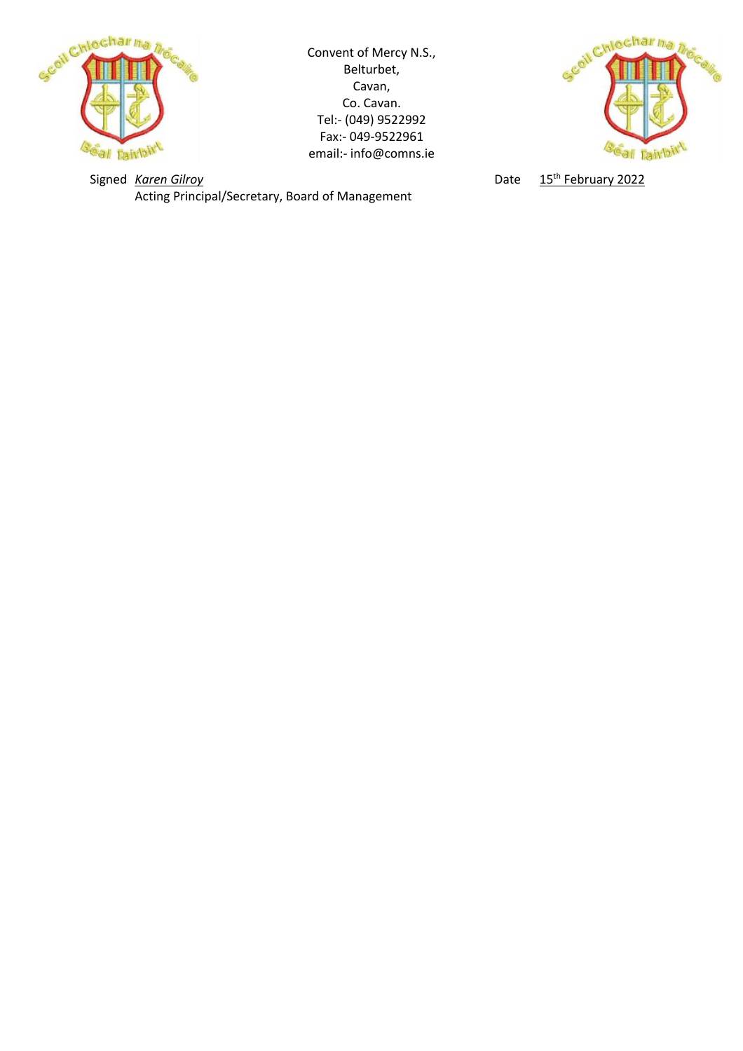Convent of Mercy N.S.,
Belturbet,
Cavan,
Co. Cavan.
Tel:- (049) 9522992
Fax:- 049-9522961
email:- info@comns.ie

Signed *Karen Gilroy*
Acting Principal/Secretary, Board of Management

Date 15th February 2022